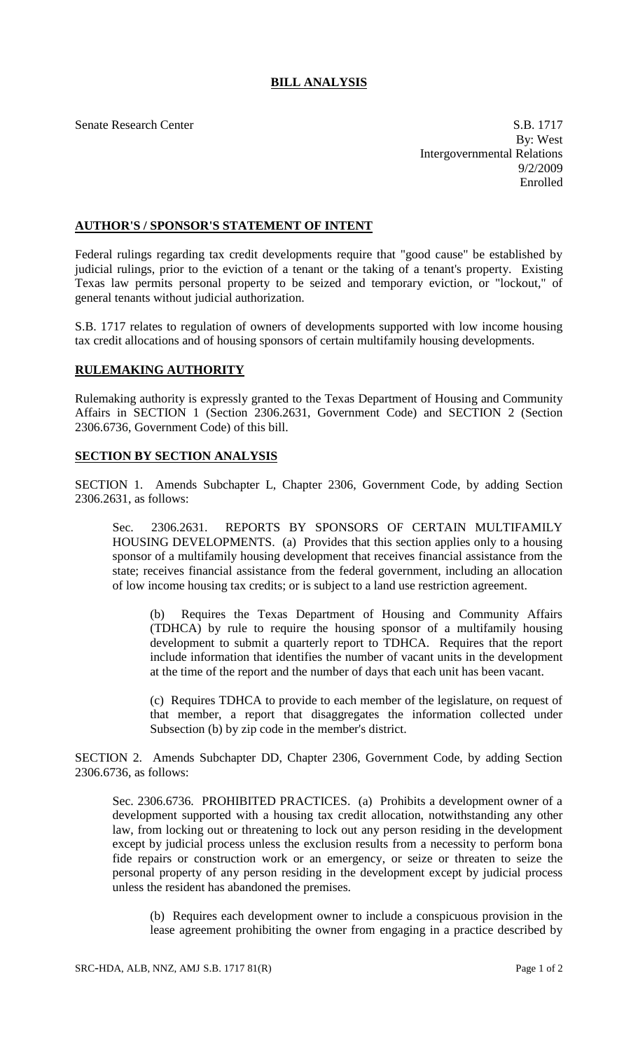# BILL ANALYSIS

Senate Research Center

S.B. 1717
By: West
Intergovernmental Relations
9/2/2009
Enrolled

## AUTHOR'S / SPONSOR'S STATEMENT OF INTENT

Federal rulings regarding tax credit developments require that "good cause" be established by judicial rulings, prior to the eviction of a tenant or the taking of a tenant's property. Existing Texas law permits personal property to be seized and temporary eviction, or "lockout," of general tenants without judicial authorization.

S.B. 1717 relates to regulation of owners of developments supported with low income housing tax credit allocations and of housing sponsors of certain multifamily housing developments.

## RULEMAKING AUTHORITY

Rulemaking authority is expressly granted to the Texas Department of Housing and Community Affairs in SECTION 1 (Section 2306.2631, Government Code) and SECTION 2 (Section 2306.6736, Government Code) of this bill.

## SECTION BY SECTION ANALYSIS

SECTION 1. Amends Subchapter L, Chapter 2306, Government Code, by adding Section 2306.2631, as follows:

Sec. 2306.2631. REPORTS BY SPONSORS OF CERTAIN MULTIFAMILY HOUSING DEVELOPMENTS. (a) Provides that this section applies only to a housing sponsor of a multifamily housing development that receives financial assistance from the state; receives financial assistance from the federal government, including an allocation of low income housing tax credits; or is subject to a land use restriction agreement.

(b) Requires the Texas Department of Housing and Community Affairs (TDHCA) by rule to require the housing sponsor of a multifamily housing development to submit a quarterly report to TDHCA. Requires that the report include information that identifies the number of vacant units in the development at the time of the report and the number of days that each unit has been vacant.

(c) Requires TDHCA to provide to each member of the legislature, on request of that member, a report that disaggregates the information collected under Subsection (b) by zip code in the member's district.

SECTION 2. Amends Subchapter DD, Chapter 2306, Government Code, by adding Section 2306.6736, as follows:

Sec. 2306.6736. PROHIBITED PRACTICES. (a) Prohibits a development owner of a development supported with a housing tax credit allocation, notwithstanding any other law, from locking out or threatening to lock out any person residing in the development except by judicial process unless the exclusion results from a necessity to perform bona fide repairs or construction work or an emergency, or seize or threaten to seize the personal property of any person residing in the development except by judicial process unless the resident has abandoned the premises.

(b) Requires each development owner to include a conspicuous provision in the lease agreement prohibiting the owner from engaging in a practice described by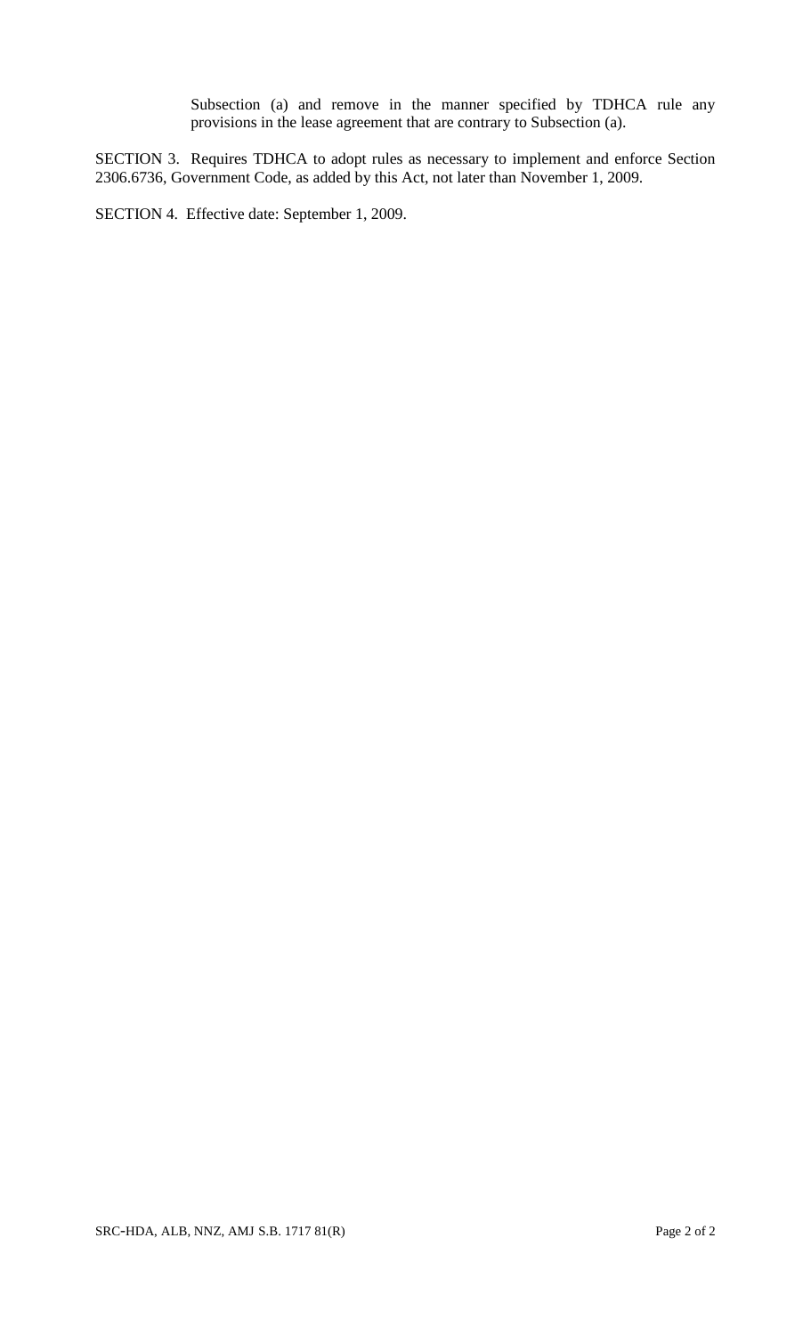Subsection (a) and remove in the manner specified by TDHCA rule any provisions in the lease agreement that are contrary to Subsection (a).

SECTION 3. Requires TDHCA to adopt rules as necessary to implement and enforce Section 2306.6736, Government Code, as added by this Act, not later than November 1, 2009.

SECTION 4. Effective date: September 1, 2009.